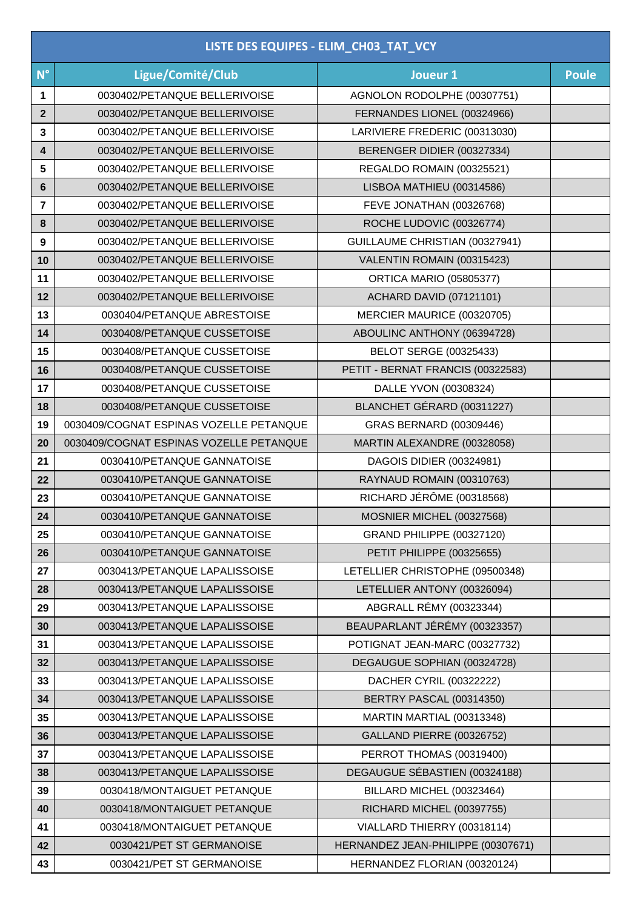| LISTE DES EQUIPES - ELIM_CH03_TAT_VCY | | | |
|---|---|---|---|
| **N°** | **Ligue/Comité/Club** | **Joueur 1** | **Poule** |
| **1** | 0030402/PETANQUE BELLERIVOISE | AGNOLON RODOLPHE (00307751) | |
| **2** | 0030402/PETANQUE BELLERIVOISE | FERNANDES LIONEL (00324966) | |
| **3** | 0030402/PETANQUE BELLERIVOISE | LARIVIERE FREDERIC (00313030) | |
| **4** | 0030402/PETANQUE BELLERIVOISE | BERENGER DIDIER (00327334) | |
| **5** | 0030402/PETANQUE BELLERIVOISE | REGALDO ROMAIN (00325521) | |
| **6** | 0030402/PETANQUE BELLERIVOISE | LISBOA MATHIEU (00314586) | |
| **7** | 0030402/PETANQUE BELLERIVOISE | FEVE JONATHAN (00326768) | |
| **8** | 0030402/PETANQUE BELLERIVOISE | ROCHE LUDOVIC (00326774) | |
| **9** | 0030402/PETANQUE BELLERIVOISE | GUILLAUME CHRISTIAN (00327941) | |
| **10** | 0030402/PETANQUE BELLERIVOISE | VALENTIN ROMAIN (00315423) | |
| **11** | 0030402/PETANQUE BELLERIVOISE | ORTICA MARIO (05805377) | |
| **12** | 0030402/PETANQUE BELLERIVOISE | ACHARD DAVID (07121101) | |
| **13** | 0030404/PETANQUE ABRESTOISE | MERCIER MAURICE (00320705) | |
| **14** | 0030408/PETANQUE CUSSETOISE | ABOULINC ANTHONY (06394728) | |
| **15** | 0030408/PETANQUE CUSSETOISE | BELOT SERGE (00325433) | |
| **16** | 0030408/PETANQUE CUSSETOISE | PETIT - BERNAT FRANCIS (00322583) | |
| **17** | 0030408/PETANQUE CUSSETOISE | DALLE YVON (00308324) | |
| **18** | 0030408/PETANQUE CUSSETOISE | BLANCHET GÉRARD (00311227) | |
| **19** | 0030409/COGNAT ESPINAS VOZELLE PETANQUE | GRAS BERNARD (00309446) | |
| **20** | 0030409/COGNAT ESPINAS VOZELLE PETANQUE | MARTIN ALEXANDRE (00328058) | |
| **21** | 0030410/PETANQUE GANNATOISE | DAGOIS DIDIER (00324981) | |
| **22** | 0030410/PETANQUE GANNATOISE | RAYNAUD ROMAIN (00310763) | |
| **23** | 0030410/PETANQUE GANNATOISE | RICHARD JÉRÔME (00318568) | |
| **24** | 0030410/PETANQUE GANNATOISE | MOSNIER MICHEL (00327568) | |
| **25** | 0030410/PETANQUE GANNATOISE | GRAND PHILIPPE (00327120) | |
| **26** | 0030410/PETANQUE GANNATOISE | PETIT PHILIPPE (00325655) | |
| **27** | 0030413/PETANQUE LAPALISSOISE | LETELLIER CHRISTOPHE (09500348) | |
| **28** | 0030413/PETANQUE LAPALISSOISE | LETELLIER ANTONY (00326094) | |
| **29** | 0030413/PETANQUE LAPALISSOISE | ABGRALL RÉMY (00323344) | |
| **30** | 0030413/PETANQUE LAPALISSOISE | BEAUPARLANT JÉRÉMY (00323357) | |
| **31** | 0030413/PETANQUE LAPALISSOISE | POTIGNAT JEAN-MARC (00327732) | |
| **32** | 0030413/PETANQUE LAPALISSOISE | DEGAUGUE SOPHIAN (00324728) | |
| **33** | 0030413/PETANQUE LAPALISSOISE | DACHER CYRIL (00322222) | |
| **34** | 0030413/PETANQUE LAPALISSOISE | BERTRY PASCAL (00314350) | |
| **35** | 0030413/PETANQUE LAPALISSOISE | MARTIN MARTIAL (00313348) | |
| **36** | 0030413/PETANQUE LAPALISSOISE | GALLAND PIERRE (00326752) | |
| **37** | 0030413/PETANQUE LAPALISSOISE | PERROT THOMAS (00319400) | |
| **38** | 0030413/PETANQUE LAPALISSOISE | DEGAUGUE SÉBASTIEN (00324188) | |
| **39** | 0030418/MONTAIGUET PETANQUE | BILLARD MICHEL (00323464) | |
| **40** | 0030418/MONTAIGUET PETANQUE | RICHARD MICHEL (00397755) | |
| **41** | 0030418/MONTAIGUET PETANQUE | VIALLARD THIERRY (00318114) | |
| **42** | 0030421/PET ST GERMANOISE | HERNANDEZ JEAN-PHILIPPE (00307671) | |
| **43** | 0030421/PET ST GERMANOISE | HERNANDEZ FLORIAN (00320124) | |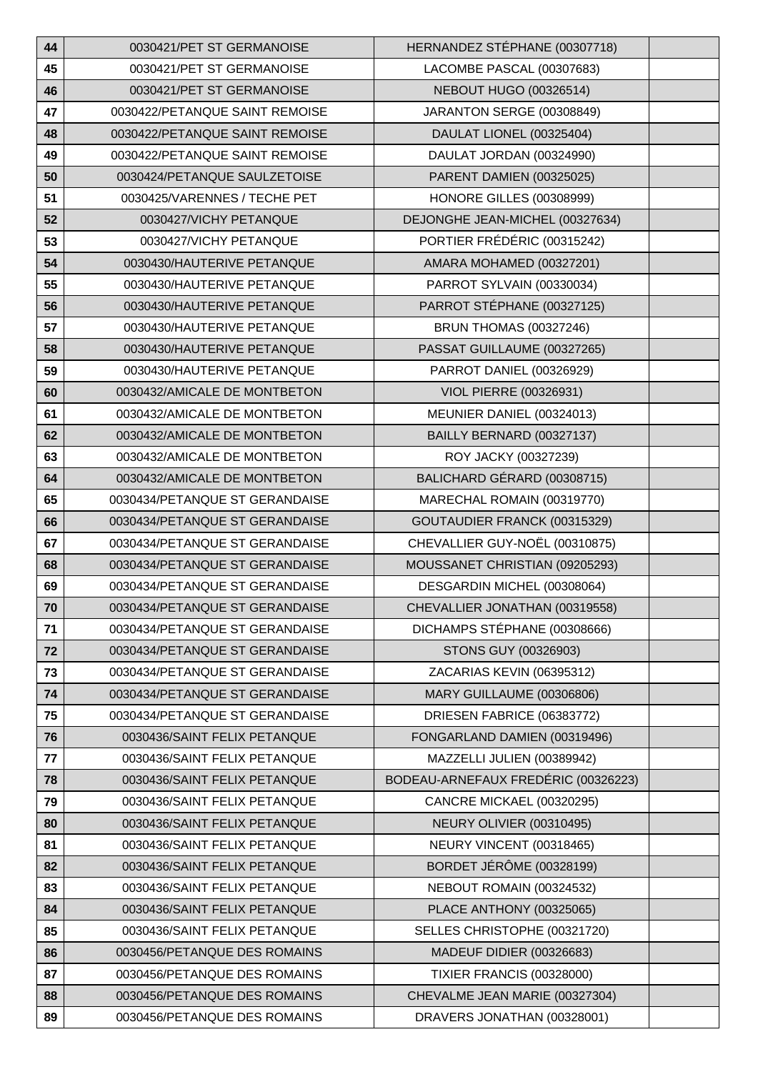| 44 | 0030421/PET ST GERMANOISE | HERNANDEZ STÉPHANE (00307718) | |
|---|---|---|---|
| 45 | 0030421/PET ST GERMANOISE | LACOMBE PASCAL (00307683) | |
| 46 | 0030421/PET ST GERMANOISE | NEBOUT HUGO (00326514) | |
| 47 | 0030422/PETANQUE SAINT REMOISE | JARANTON SERGE (00308849) | |
| 48 | 0030422/PETANQUE SAINT REMOISE | DAULAT LIONEL (00325404) | |
| 49 | 0030422/PETANQUE SAINT REMOISE | DAULAT JORDAN (00324990) | |
| 50 | 0030424/PETANQUE SAULZETOISE | PARENT DAMIEN (00325025) | |
| 51 | 0030425/VARENNES / TECHE PET | HONORE GILLES (00308999) | |
| 52 | 0030427/VICHY PETANQUE | DEJONGHE JEAN-MICHEL (00327634) | |
| 53 | 0030427/VICHY PETANQUE | PORTIER FRÉDÉRIC (00315242) | |
| 54 | 0030430/HAUTERIVE PETANQUE | AMARA MOHAMED (00327201) | |
| 55 | 0030430/HAUTERIVE PETANQUE | PARROT SYLVAIN (00330034) | |
| 56 | 0030430/HAUTERIVE PETANQUE | PARROT STÉPHANE (00327125) | |
| 57 | 0030430/HAUTERIVE PETANQUE | BRUN THOMAS (00327246) | |
| 58 | 0030430/HAUTERIVE PETANQUE | PASSAT GUILLAUME (00327265) | |
| 59 | 0030430/HAUTERIVE PETANQUE | PARROT DANIEL (00326929) | |
| 60 | 0030432/AMICALE DE MONTBETON | VIOL PIERRE (00326931) | |
| 61 | 0030432/AMICALE DE MONTBETON | MEUNIER DANIEL (00324013) | |
| 62 | 0030432/AMICALE DE MONTBETON | BAILLY BERNARD (00327137) | |
| 63 | 0030432/AMICALE DE MONTBETON | ROY JACKY (00327239) | |
| 64 | 0030432/AMICALE DE MONTBETON | BALICHARD GÉRARD (00308715) | |
| 65 | 0030434/PETANQUE ST GERANDAISE | MARECHAL ROMAIN (00319770) | |
| 66 | 0030434/PETANQUE ST GERANDAISE | GOUTAUDIER FRANCK (00315329) | |
| 67 | 0030434/PETANQUE ST GERANDAISE | CHEVALLIER GUY-NOËL (00310875) | |
| 68 | 0030434/PETANQUE ST GERANDAISE | MOUSSANET CHRISTIAN (09205293) | |
| 69 | 0030434/PETANQUE ST GERANDAISE | DESGARDIN MICHEL (00308064) | |
| 70 | 0030434/PETANQUE ST GERANDAISE | CHEVALLIER JONATHAN (00319558) | |
| 71 | 0030434/PETANQUE ST GERANDAISE | DICHAMPS STÉPHANE (00308666) | |
| 72 | 0030434/PETANQUE ST GERANDAISE | STONS GUY (00326903) | |
| 73 | 0030434/PETANQUE ST GERANDAISE | ZACARIAS KEVIN (06395312) | |
| 74 | 0030434/PETANQUE ST GERANDAISE | MARY GUILLAUME (00306806) | |
| 75 | 0030434/PETANQUE ST GERANDAISE | DRIESEN FABRICE (06383772) | |
| 76 | 0030436/SAINT FELIX PETANQUE | FONGARLAND DAMIEN (00319496) | |
| 77 | 0030436/SAINT FELIX PETANQUE | MAZZELLI JULIEN (00389942) | |
| 78 | 0030436/SAINT FELIX PETANQUE | BODEAU-ARNEFAUX FREDÉRIC (00326223) | |
| 79 | 0030436/SAINT FELIX PETANQUE | CANCRE MICKAEL (00320295) | |
| 80 | 0030436/SAINT FELIX PETANQUE | NEURY OLIVIER (00310495) | |
| 81 | 0030436/SAINT FELIX PETANQUE | NEURY VINCENT (00318465) | |
| 82 | 0030436/SAINT FELIX PETANQUE | BORDET JÉRÔME (00328199) | |
| 83 | 0030436/SAINT FELIX PETANQUE | NEBOUT ROMAIN (00324532) | |
| 84 | 0030436/SAINT FELIX PETANQUE | PLACE ANTHONY (00325065) | |
| 85 | 0030436/SAINT FELIX PETANQUE | SELLES CHRISTOPHE (00321720) | |
| 86 | 0030456/PETANQUE DES ROMAINS | MADEUF DIDIER (00326683) | |
| 87 | 0030456/PETANQUE DES ROMAINS | TIXIER FRANCIS (00328000) | |
| 88 | 0030456/PETANQUE DES ROMAINS | CHEVALME JEAN MARIE (00327304) | |
| 89 | 0030456/PETANQUE DES ROMAINS | DRAVERS JONATHAN (00328001) | |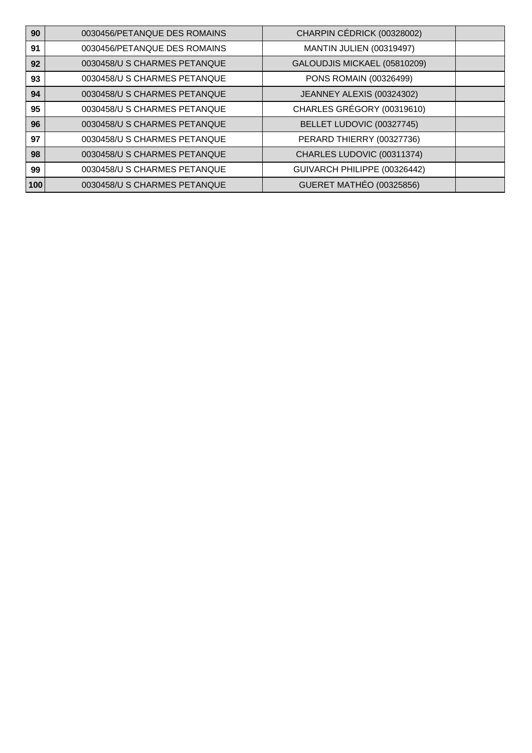| | | | |
|---|---|---|---|
| **90** | 0030456/PETANQUE DES ROMAINS | CHARPIN CÉDRICK (00328002) | |
| **91** | 0030456/PETANQUE DES ROMAINS | MANTIN JULIEN (00319497) | |
| **92** | 0030458/U S CHARMES PETANQUE | GALOUDJIS MICKAEL (05810209) | |
| **93** | 0030458/U S CHARMES PETANQUE | PONS ROMAIN (00326499) | |
| **94** | 0030458/U S CHARMES PETANQUE | JEANNEY ALEXIS (00324302) | |
| **95** | 0030458/U S CHARMES PETANQUE | CHARLES GRÉGORY (00319610) | |
| **96** | 0030458/U S CHARMES PETANQUE | BELLET LUDOVIC (00327745) | |
| **97** | 0030458/U S CHARMES PETANQUE | PERARD THIERRY (00327736) | |
| **98** | 0030458/U S CHARMES PETANQUE | CHARLES LUDOVIC (00311374) | |
| **99** | 0030458/U S CHARMES PETANQUE | GUIVARCH PHILIPPE (00326442) | |
| **100** | 0030458/U S CHARMES PETANQUE | GUERET MATHÉO (00325856) | |